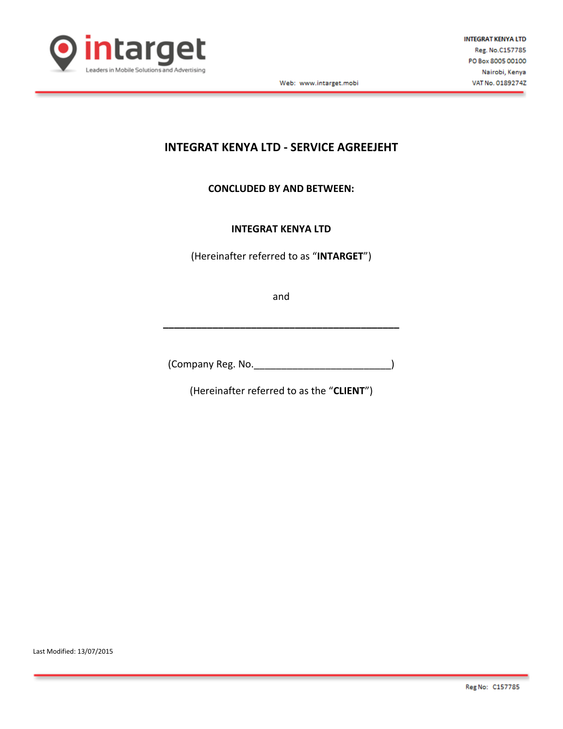# INTEGRAT KENYA LTD - SERVICE AGREEJEHT

**CONCLUDED BY AND BETWEEN:**

**INTEGRAT KENYA LTD**

(Hereinafter referred to as "**INTARGET**")

and

_____________________________________________

(Company Reg. No.________________________)

(Hereinafter referred to as the "**CLIENT**")

Last Modified: 13/07/2015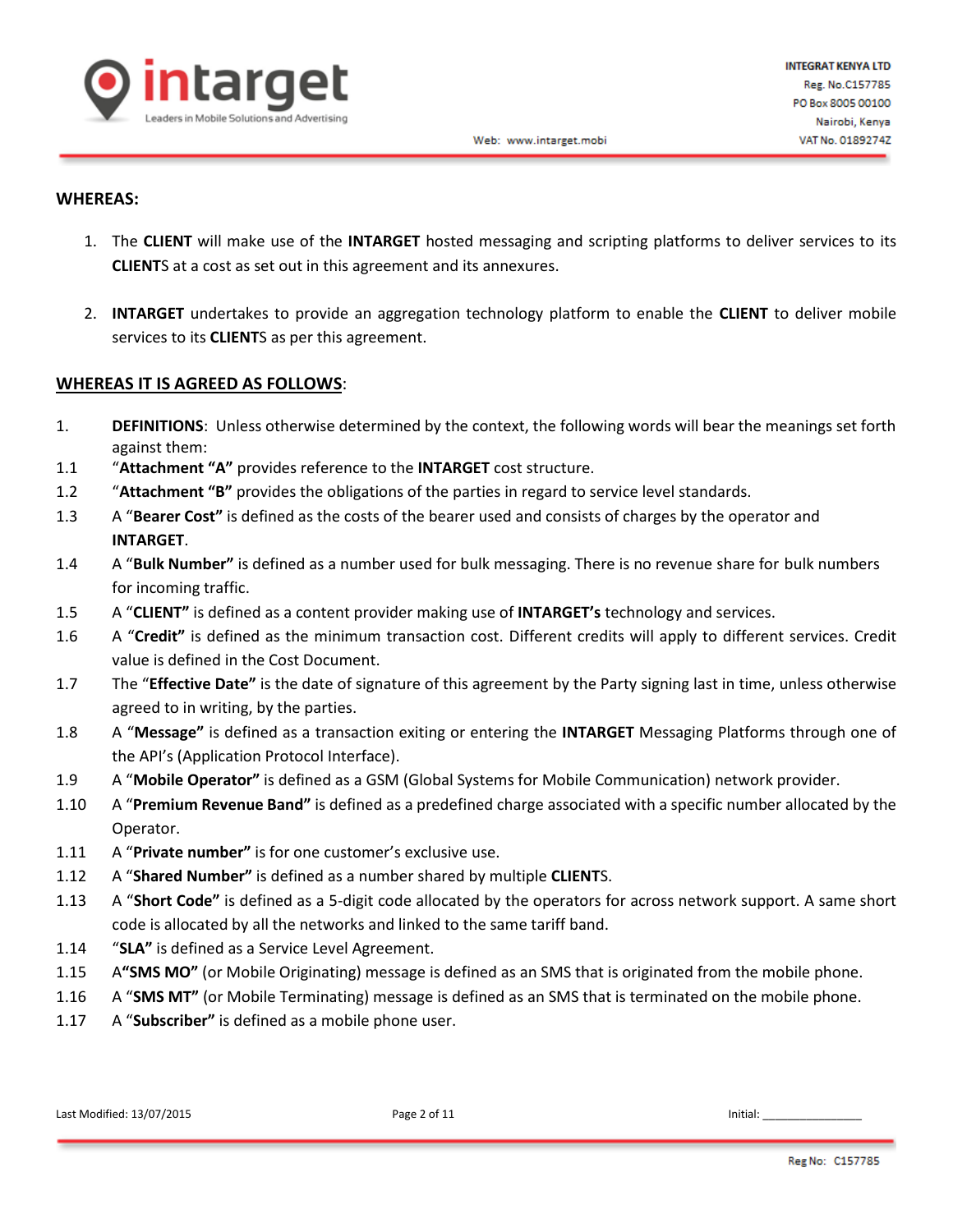**WHEREAS:**

1. The **CLIENT** will make use of the **INTARGET** hosted messaging and scripting platforms to deliver services to its **CLIENT**S at a cost as set out in this agreement and its annexures.

2. **INTARGET** undertakes to provide an aggregation technology platform to enable the **CLIENT** to deliver mobile services to its **CLIENT**S as per this agreement.

**WHEREAS IT IS AGREED AS FOLLOWS**:

1. **DEFINITIONS**: Unless otherwise determined by the context, the following words will bear the meanings set forth against them:

1.1 "**Attachment "A"** provides reference to the **INTARGET** cost structure.

1.2 "**Attachment "B"** provides the obligations of the parties in regard to service level standards.

1.3 A "**Bearer Cost"** is defined as the costs of the bearer used and consists of charges by the operator and **INTARGET**.

1.4 A "**Bulk Number"** is defined as a number used for bulk messaging. There is no revenue share for bulk numbers for incoming traffic.

1.5 A "**CLIENT"** is defined as a content provider making use of **INTARGET's** technology and services.

1.6 A "**Credit"** is defined as the minimum transaction cost. Different credits will apply to different services. Credit value is defined in the Cost Document.

1.7 The "**Effective Date"** is the date of signature of this agreement by the Party signing last in time, unless otherwise agreed to in writing, by the parties.

1.8 A "**Message"** is defined as a transaction exiting or entering the **INTARGET** Messaging Platforms through one of the API's (Application Protocol Interface).

1.9 A "**Mobile Operator"** is defined as a GSM (Global Systems for Mobile Communication) network provider.

1.10 A "**Premium Revenue Band"** is defined as a predefined charge associated with a specific number allocated by the Operator.

1.11 A "**Private number"** is for one customer's exclusive use.

1.12 A "**Shared Number"** is defined as a number shared by multiple **CLIENT**S.

1.13 A "**Short Code"** is defined as a 5-digit code allocated by the operators for across network support. A same short code is allocated by all the networks and linked to the same tariff band.

1.14 "**SLA"** is defined as a Service Level Agreement.

1.15 A**"SMS MO"** (or Mobile Originating) message is defined as an SMS that is originated from the mobile phone.

1.16 A "**SMS MT"** (or Mobile Terminating) message is defined as an SMS that is terminated on the mobile phone.

1.17 A "**Subscriber"** is defined as a mobile phone user.

Last Modified: 13/07/2015

Initial: _______________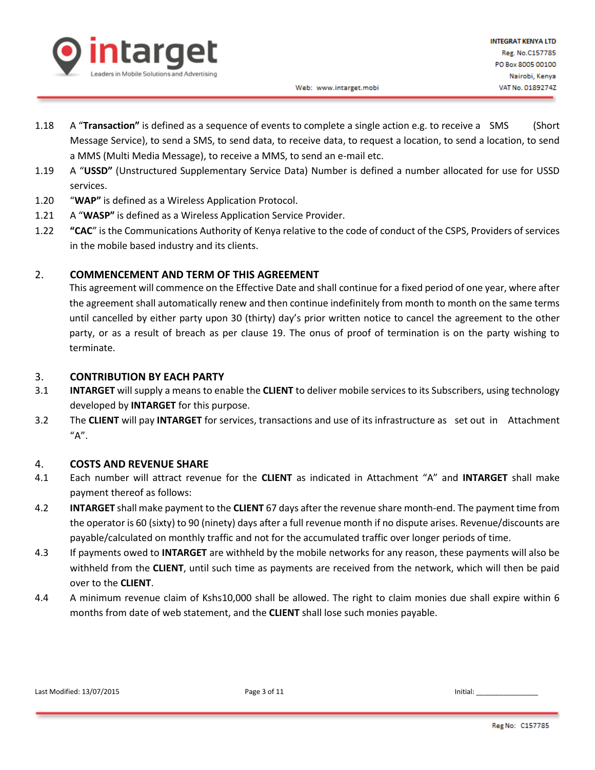1.18 A "**Transaction"** is defined as a sequence of events to complete a single action e.g. to receive a SMS (Short Message Service), to send a SMS, to send data, to receive data, to request a location, to send a location, to send a MMS (Multi Media Message), to receive a MMS, to send an e-mail etc.

1.19 A "**USSD"** (Unstructured Supplementary Service Data) Number is defined a number allocated for use for USSD services.

1.20 "**WAP"** is defined as a Wireless Application Protocol.

1.21 A "**WASP"** is defined as a Wireless Application Service Provider.

1.22 **"CAC**" is the Communications Authority of Kenya relative to the code of conduct of the CSPS, Providers of services in the mobile based industry and its clients.

## 2. COMMENCEMENT AND TERM OF THIS AGREEMENT

This agreement will commence on the Effective Date and shall continue for a fixed period of one year, where after the agreement shall automatically renew and then continue indefinitely from month to month on the same terms until cancelled by either party upon 30 (thirty) day's prior written notice to cancel the agreement to the other party, or as a result of breach as per clause 19. The onus of proof of termination is on the party wishing to terminate.

## 3. CONTRIBUTION BY EACH PARTY

3.1 **INTARGET** will supply a means to enable the **CLIENT** to deliver mobile services to its Subscribers, using technology developed by **INTARGET** for this purpose.

3.2 The **CLIENT** will pay **INTARGET** for services, transactions and use of its infrastructure as set out in Attachment "A".

## 4. COSTS AND REVENUE SHARE

4.1 Each number will attract revenue for the **CLIENT** as indicated in Attachment "A" and **INTARGET** shall make payment thereof as follows:

4.2 **INTARGET** shall make payment to the **CLIENT** 67 days after the revenue share month-end. The payment time from the operator is 60 (sixty) to 90 (ninety) days after a full revenue month if no dispute arises. Revenue/discounts are payable/calculated on monthly traffic and not for the accumulated traffic over longer periods of time.

4.3 If payments owed to **INTARGET** are withheld by the mobile networks for any reason, these payments will also be withheld from the **CLIENT**, until such time as payments are received from the network, which will then be paid over to the **CLIENT**.

4.4 A minimum revenue claim of Kshs10,000 shall be allowed. The right to claim monies due shall expire within 6 months from date of web statement, and the **CLIENT** shall lose such monies payable.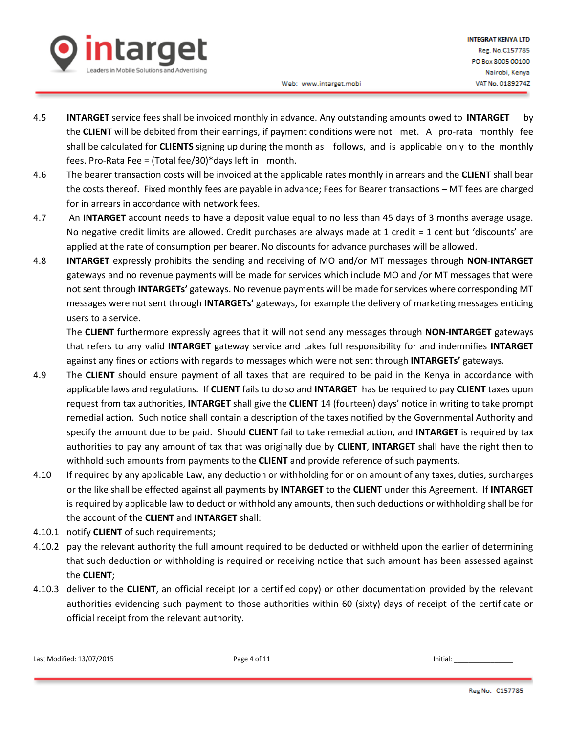4.5 **INTARGET** service fees shall be invoiced monthly in advance. Any outstanding amounts owed to **INTARGET** by the **CLIENT** will be debited from their earnings, if payment conditions were not met. A pro-rata monthly fee shall be calculated for **CLIENTS** signing up during the month as follows, and is applicable only to the monthly fees. Pro-Rata Fee = (Total fee/30)*days left in month.

4.6 The bearer transaction costs will be invoiced at the applicable rates monthly in arrears and the **CLIENT** shall bear the costs thereof. Fixed monthly fees are payable in advance; Fees for Bearer transactions – MT fees are charged for in arrears in accordance with network fees.

4.7 An **INTARGET** account needs to have a deposit value equal to no less than 45 days of 3 months average usage. No negative credit limits are allowed. Credit purchases are always made at 1 credit = 1 cent but 'discounts' are applied at the rate of consumption per bearer. No discounts for advance purchases will be allowed.

4.8 **INTARGET** expressly prohibits the sending and receiving of MO and/or MT messages through **NON**-**INTARGET** gateways and no revenue payments will be made for services which include MO and /or MT messages that were not sent through **INTARGETs'** gateways. No revenue payments will be made for services where corresponding MT messages were not sent through **INTARGETs'** gateways, for example the delivery of marketing messages enticing users to a service.

The **CLIENT** furthermore expressly agrees that it will not send any messages through **NON**-**INTARGET** gateways that refers to any valid **INTARGET** gateway service and takes full responsibility for and indemnifies **INTARGET** against any fines or actions with regards to messages which were not sent through **INTARGETs'** gateways.

4.9 The **CLIENT** should ensure payment of all taxes that are required to be paid in the Kenya in accordance with applicable laws and regulations. If **CLIENT** fails to do so and **INTARGET** has be required to pay **CLIENT** taxes upon request from tax authorities, **INTARGET** shall give the **CLIENT** 14 (fourteen) days' notice in writing to take prompt remedial action. Such notice shall contain a description of the taxes notified by the Governmental Authority and specify the amount due to be paid. Should **CLIENT** fail to take remedial action, and **INTARGET** is required by tax authorities to pay any amount of tax that was originally due by **CLIENT**, **INTARGET** shall have the right then to withhold such amounts from payments to the **CLIENT** and provide reference of such payments.

4.10 If required by any applicable Law, any deduction or withholding for or on amount of any taxes, duties, surcharges or the like shall be effected against all payments by **INTARGET** to the **CLIENT** under this Agreement. If **INTARGET** is required by applicable law to deduct or withhold any amounts, then such deductions or withholding shall be for the account of the **CLIENT** and **INTARGET** shall:

4.10.1 notify **CLIENT** of such requirements;

4.10.2 pay the relevant authority the full amount required to be deducted or withheld upon the earlier of determining that such deduction or withholding is required or receiving notice that such amount has been assessed against the **CLIENT**;

4.10.3 deliver to the **CLIENT**, an official receipt (or a certified copy) or other documentation provided by the relevant authorities evidencing such payment to those authorities within 60 (sixty) days of receipt of the certificate or official receipt from the relevant authority.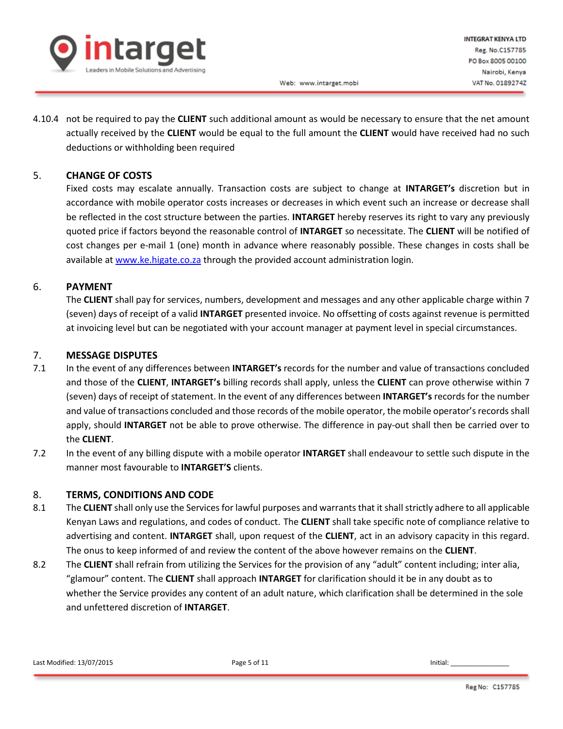4.10.4 not be required to pay the **CLIENT** such additional amount as would be necessary to ensure that the net amount actually received by the **CLIENT** would be equal to the full amount the **CLIENT** would have received had no such deductions or withholding been required

## 5. CHANGE OF COSTS

Fixed costs may escalate annually. Transaction costs are subject to change at **INTARGET's** discretion but in accordance with mobile operator costs increases or decreases in which event such an increase or decrease shall be reflected in the cost structure between the parties. **INTARGET** hereby reserves its right to vary any previously quoted price if factors beyond the reasonable control of **INTARGET** so necessitate. The **CLIENT** will be notified of cost changes per e-mail 1 (one) month in advance where reasonably possible. These changes in costs shall be available at www.ke.higate.co.za through the provided account administration login.

## 6. PAYMENT

The **CLIENT** shall pay for services, numbers, development and messages and any other applicable charge within 7 (seven) days of receipt of a valid **INTARGET** presented invoice. No offsetting of costs against revenue is permitted at invoicing level but can be negotiated with your account manager at payment level in special circumstances.

## 7. MESSAGE DISPUTES

7.1 In the event of any differences between **INTARGET's** records for the number and value of transactions concluded and those of the **CLIENT**, **INTARGET's** billing records shall apply, unless the **CLIENT** can prove otherwise within 7 (seven) days of receipt of statement. In the event of any differences between **INTARGET's** records for the number and value of transactions concluded and those records of the mobile operator, the mobile operator's records shall apply, should **INTARGET** not be able to prove otherwise. The difference in pay-out shall then be carried over to the **CLIENT**.

7.2 In the event of any billing dispute with a mobile operator **INTARGET** shall endeavour to settle such dispute in the manner most favourable to **INTARGET'S** clients.

## 8. TERMS, CONDITIONS AND CODE

8.1 The **CLIENT** shall only use the Services for lawful purposes and warrants that it shall strictly adhere to all applicable Kenyan Laws and regulations, and codes of conduct. The **CLIENT** shall take specific note of compliance relative to advertising and content. **INTARGET** shall, upon request of the **CLIENT**, act in an advisory capacity in this regard. The onus to keep informed of and review the content of the above however remains on the **CLIENT**.

8.2 The **CLIENT** shall refrain from utilizing the Services for the provision of any "adult" content including; inter alia, "glamour" content. The **CLIENT** shall approach **INTARGET** for clarification should it be in any doubt as to whether the Service provides any content of an adult nature, which clarification shall be determined in the sole and unfettered discretion of **INTARGET**.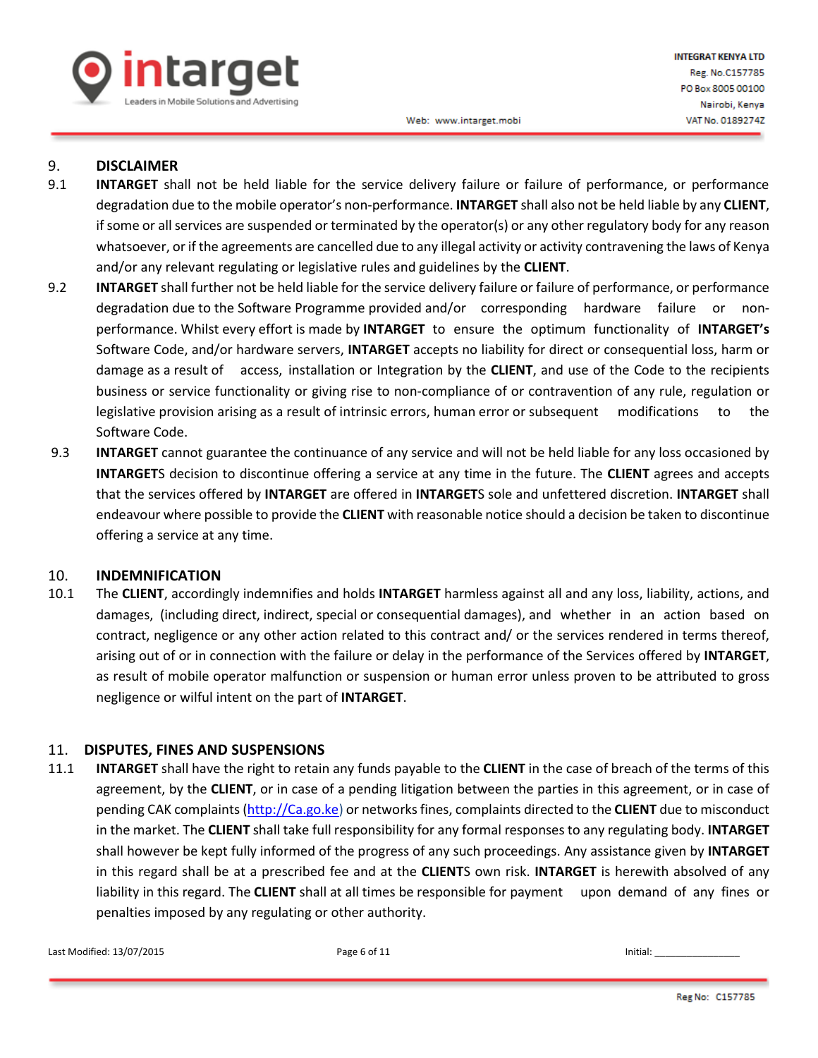## 9. DISCLAIMER

9.1 **INTARGET** shall not be held liable for the service delivery failure or failure of performance, or performance degradation due to the mobile operator's non-performance. **INTARGET** shall also not be held liable by any **CLIENT**, if some or all services are suspended or terminated by the operator(s) or any other regulatory body for any reason whatsoever, or if the agreements are cancelled due to any illegal activity or activity contravening the laws of Kenya and/or any relevant regulating or legislative rules and guidelines by the **CLIENT**.

9.2 **INTARGET** shall further not be held liable for the service delivery failure or failure of performance, or performance degradation due to the Software Programme provided and/or corresponding hardware failure or non-performance. Whilst every effort is made by **INTARGET** to ensure the optimum functionality of **INTARGET's** Software Code, and/or hardware servers, **INTARGET** accepts no liability for direct or consequential loss, harm or damage as a result of access, installation or Integration by the **CLIENT**, and use of the Code to the recipients business or service functionality or giving rise to non-compliance of or contravention of any rule, regulation or legislative provision arising as a result of intrinsic errors, human error or subsequent modifications to the Software Code.

9.3 **INTARGET** cannot guarantee the continuance of any service and will not be held liable for any loss occasioned by **INTARGETS** decision to discontinue offering a service at any time in the future. The **CLIENT** agrees and accepts that the services offered by **INTARGET** are offered in **INTARGETS** sole and unfettered discretion. **INTARGET** shall endeavour where possible to provide the **CLIENT** with reasonable notice should a decision be taken to discontinue offering a service at any time.

## 10. INDEMNIFICATION

10.1 The **CLIENT**, accordingly indemnifies and holds **INTARGET** harmless against all and any loss, liability, actions, and damages, (including direct, indirect, special or consequential damages), and whether in an action based on contract, negligence or any other action related to this contract and/ or the services rendered in terms thereof, arising out of or in connection with the failure or delay in the performance of the Services offered by **INTARGET**, as result of mobile operator malfunction or suspension or human error unless proven to be attributed to gross negligence or wilful intent on the part of **INTARGET**.

## 11. DISPUTES, FINES AND SUSPENSIONS

11.1 **INTARGET** shall have the right to retain any funds payable to the **CLIENT** in the case of breach of the terms of this agreement, by the **CLIENT**, or in case of a pending litigation between the parties in this agreement, or in case of pending CAK complaints (http://Ca.go.ke) or networks fines, complaints directed to the **CLIENT** due to misconduct in the market. The **CLIENT** shall take full responsibility for any formal responses to any regulating body. **INTARGET** shall however be kept fully informed of the progress of any such proceedings. Any assistance given by **INTARGET** in this regard shall be at a prescribed fee and at the **CLIENTS** own risk. **INTARGET** is herewith absolved of any liability in this regard. The **CLIENT** shall at all times be responsible for payment upon demand of any fines or penalties imposed by any regulating or other authority.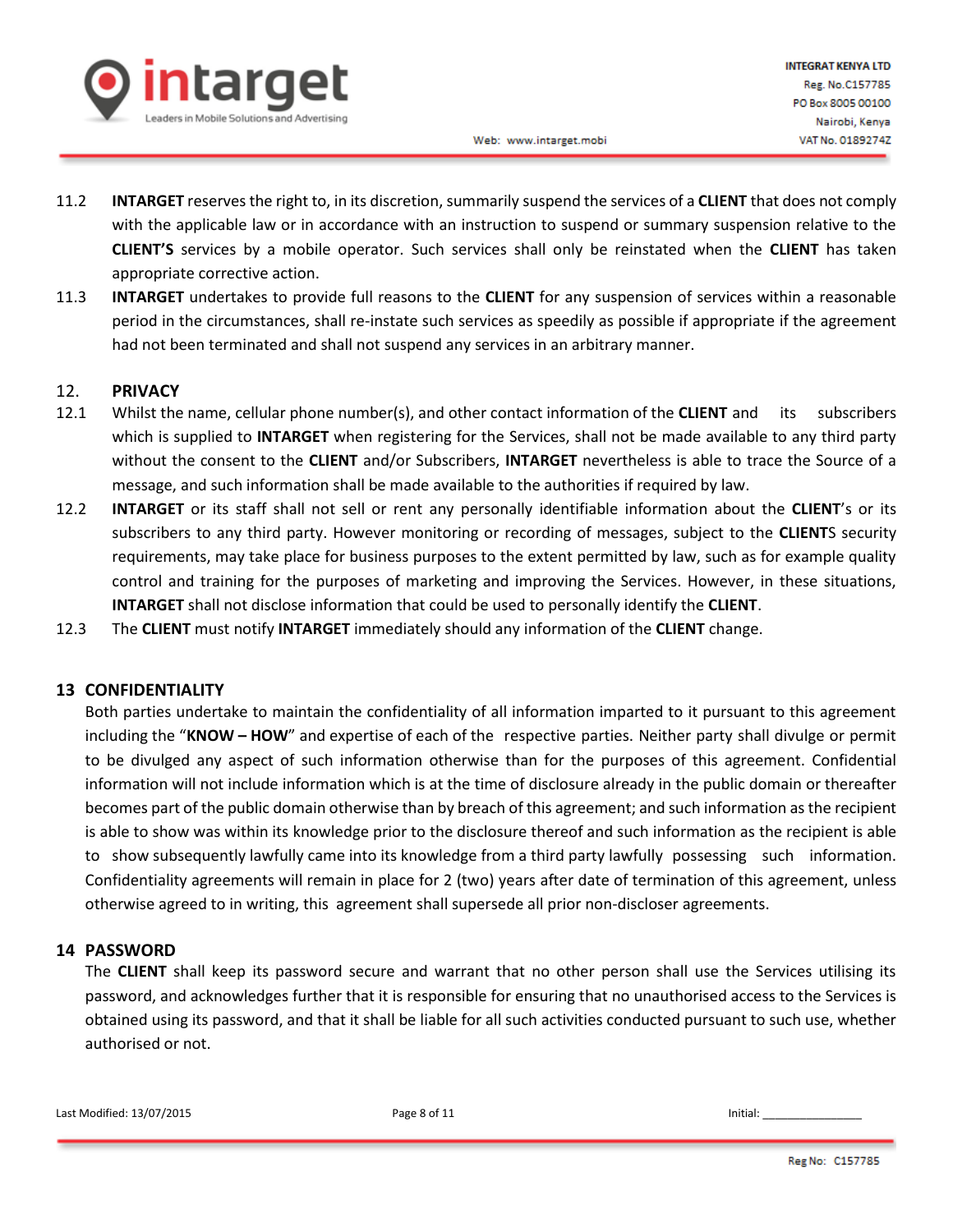11.2 **INTARGET** reserves the right to, in its discretion, summarily suspend the services of a **CLIENT** that does not comply with the applicable law or in accordance with an instruction to suspend or summary suspension relative to the **CLIENT'S** services by a mobile operator. Such services shall only be reinstated when the **CLIENT** has taken appropriate corrective action.

11.3 **INTARGET** undertakes to provide full reasons to the **CLIENT** for any suspension of services within a reasonable period in the circumstances, shall re-instate such services as speedily as possible if appropriate if the agreement had not been terminated and shall not suspend any services in an arbitrary manner.

## 12. PRIVACY

12.1 Whilst the name, cellular phone number(s), and other contact information of the **CLIENT** and its subscribers which is supplied to **INTARGET** when registering for the Services, shall not be made available to any third party without the consent to the **CLIENT** and/or Subscribers, **INTARGET** nevertheless is able to trace the Source of a message, and such information shall be made available to the authorities if required by law.

12.2 **INTARGET** or its staff shall not sell or rent any personally identifiable information about the **CLIENT**'s or its subscribers to any third party. However monitoring or recording of messages, subject to the **CLIENT**S security requirements, may take place for business purposes to the extent permitted by law, such as for example quality control and training for the purposes of marketing and improving the Services. However, in these situations, **INTARGET** shall not disclose information that could be used to personally identify the **CLIENT**.

12.3 The **CLIENT** must notify **INTARGET** immediately should any information of the **CLIENT** change.

## 13 CONFIDENTIALITY

Both parties undertake to maintain the confidentiality of all information imparted to it pursuant to this agreement including the "**KNOW – HOW**" and expertise of each of the respective parties. Neither party shall divulge or permit to be divulged any aspect of such information otherwise than for the purposes of this agreement. Confidential information will not include information which is at the time of disclosure already in the public domain or thereafter becomes part of the public domain otherwise than by breach of this agreement; and such information as the recipient is able to show was within its knowledge prior to the disclosure thereof and such information as the recipient is able to show subsequently lawfully came into its knowledge from a third party lawfully possessing such information. Confidentiality agreements will remain in place for 2 (two) years after date of termination of this agreement, unless otherwise agreed to in writing, this agreement shall supersede all prior non-discloser agreements.

## 14 PASSWORD

The **CLIENT** shall keep its password secure and warrant that no other person shall use the Services utilising its password, and acknowledges further that it is responsible for ensuring that no unauthorised access to the Services is obtained using its password, and that it shall be liable for all such activities conducted pursuant to such use, whether authorised or not.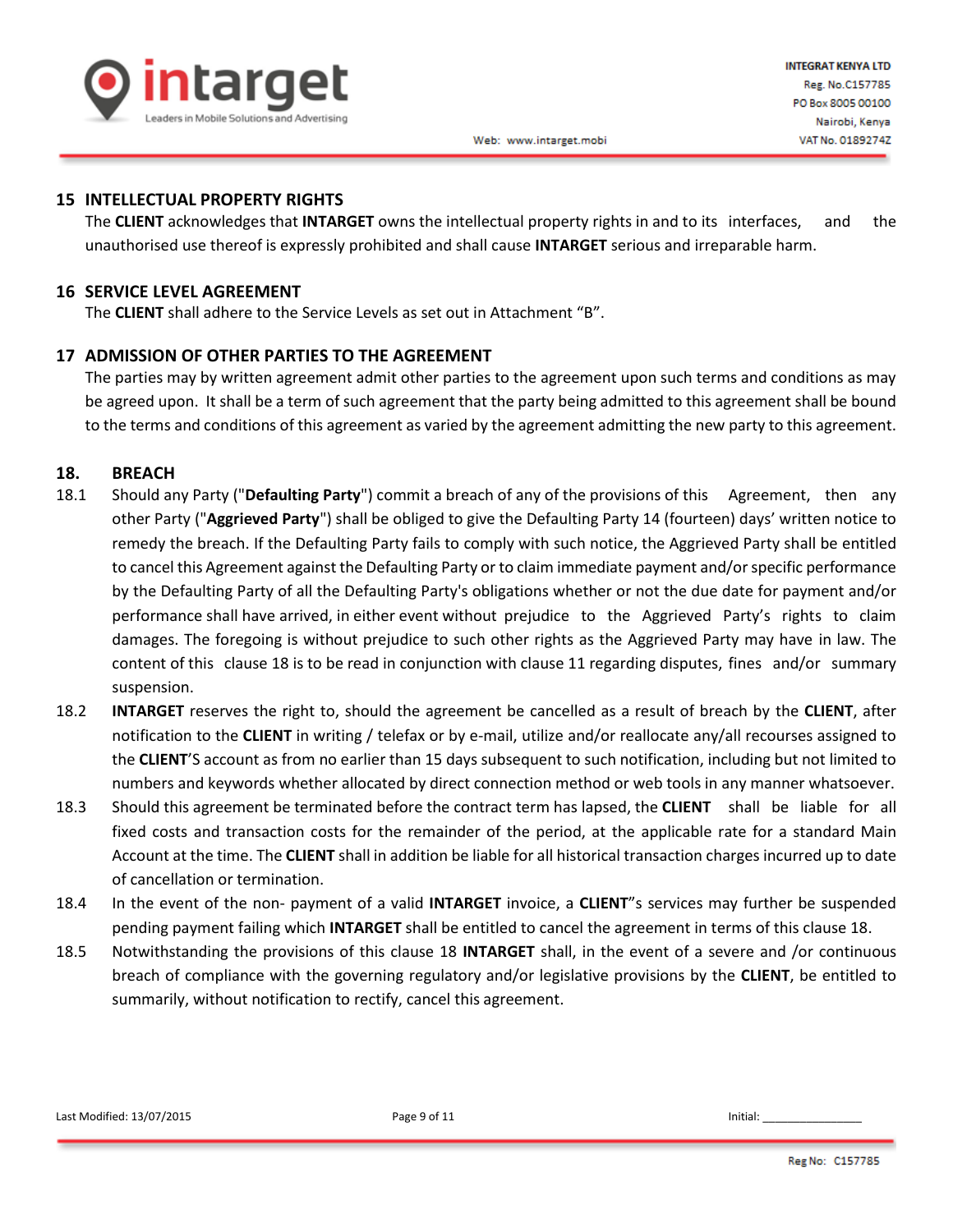## 15 INTELLECTUAL PROPERTY RIGHTS

The **CLIENT** acknowledges that **INTARGET** owns the intellectual property rights in and to its interfaces, and the unauthorised use thereof is expressly prohibited and shall cause **INTARGET** serious and irreparable harm.

## 16 SERVICE LEVEL AGREEMENT

The **CLIENT** shall adhere to the Service Levels as set out in Attachment "B".

## 17 ADMISSION OF OTHER PARTIES TO THE AGREEMENT

The parties may by written agreement admit other parties to the agreement upon such terms and conditions as may be agreed upon. It shall be a term of such agreement that the party being admitted to this agreement shall be bound to the terms and conditions of this agreement as varied by the agreement admitting the new party to this agreement.

## 18. BREACH

18.1 Should any Party ("**Defaulting Party**") commit a breach of any of the provisions of this Agreement, then any other Party ("**Aggrieved Party**") shall be obliged to give the Defaulting Party 14 (fourteen) days' written notice to remedy the breach. If the Defaulting Party fails to comply with such notice, the Aggrieved Party shall be entitled to cancel this Agreement against the Defaulting Party or to claim immediate payment and/or specific performance by the Defaulting Party of all the Defaulting Party's obligations whether or not the due date for payment and/or performance shall have arrived, in either event without prejudice to the Aggrieved Party's rights to claim damages. The foregoing is without prejudice to such other rights as the Aggrieved Party may have in law. The content of this clause 18 is to be read in conjunction with clause 11 regarding disputes, fines and/or summary suspension.

18.2 **INTARGET** reserves the right to, should the agreement be cancelled as a result of breach by the **CLIENT**, after notification to the **CLIENT** in writing / telefax or by e-mail, utilize and/or reallocate any/all recourses assigned to the **CLIENT**'S account as from no earlier than 15 days subsequent to such notification, including but not limited to numbers and keywords whether allocated by direct connection method or web tools in any manner whatsoever.

18.3 Should this agreement be terminated before the contract term has lapsed, the **CLIENT** shall be liable for all fixed costs and transaction costs for the remainder of the period, at the applicable rate for a standard Main Account at the time. The **CLIENT** shall in addition be liable for all historical transaction charges incurred up to date of cancellation or termination.

18.4 In the event of the non- payment of a valid **INTARGET** invoice, a **CLIENT**"s services may further be suspended pending payment failing which **INTARGET** shall be entitled to cancel the agreement in terms of this clause 18.

18.5 Notwithstanding the provisions of this clause 18 **INTARGET** shall, in the event of a severe and /or continuous breach of compliance with the governing regulatory and/or legislative provisions by the **CLIENT**, be entitled to summarily, without notification to rectify, cancel this agreement.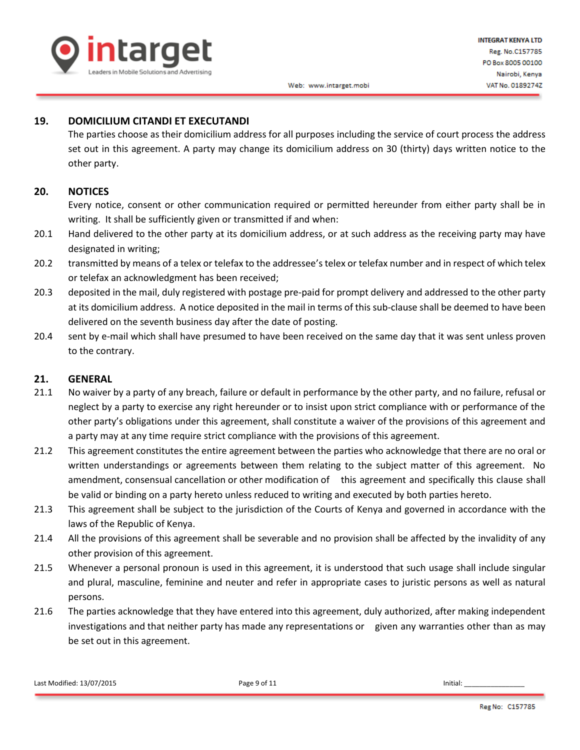## 19. DOMICILIUM CITANDI ET EXECUTANDI

The parties choose as their domicilium address for all purposes including the service of court process the address set out in this agreement. A party may change its domicilium address on 30 (thirty) days written notice to the other party.

## 20. NOTICES

Every notice, consent or other communication required or permitted hereunder from either party shall be in writing. It shall be sufficiently given or transmitted if and when:

20.1 Hand delivered to the other party at its domicilium address, or at such address as the receiving party may have designated in writing;

20.2 transmitted by means of a telex or telefax to the addressee's telex or telefax number and in respect of which telex or telefax an acknowledgment has been received;

20.3 deposited in the mail, duly registered with postage pre-paid for prompt delivery and addressed to the other party at its domicilium address. A notice deposited in the mail in terms of this sub-clause shall be deemed to have been delivered on the seventh business day after the date of posting.

20.4 sent by e-mail which shall have presumed to have been received on the same day that it was sent unless proven to the contrary.

## 21. GENERAL

21.1 No waiver by a party of any breach, failure or default in performance by the other party, and no failure, refusal or neglect by a party to exercise any right hereunder or to insist upon strict compliance with or performance of the other party's obligations under this agreement, shall constitute a waiver of the provisions of this agreement and a party may at any time require strict compliance with the provisions of this agreement.

21.2 This agreement constitutes the entire agreement between the parties who acknowledge that there are no oral or written understandings or agreements between them relating to the subject matter of this agreement. No amendment, consensual cancellation or other modification of this agreement and specifically this clause shall be valid or binding on a party hereto unless reduced to writing and executed by both parties hereto.

21.3 This agreement shall be subject to the jurisdiction of the Courts of Kenya and governed in accordance with the laws of the Republic of Kenya.

21.4 All the provisions of this agreement shall be severable and no provision shall be affected by the invalidity of any other provision of this agreement.

21.5 Whenever a personal pronoun is used in this agreement, it is understood that such usage shall include singular and plural, masculine, feminine and neuter and refer in appropriate cases to juristic persons as well as natural persons.

21.6 The parties acknowledge that they have entered into this agreement, duly authorized, after making independent investigations and that neither party has made any representations or given any warranties other than as may be set out in this agreement.

Initial: _______________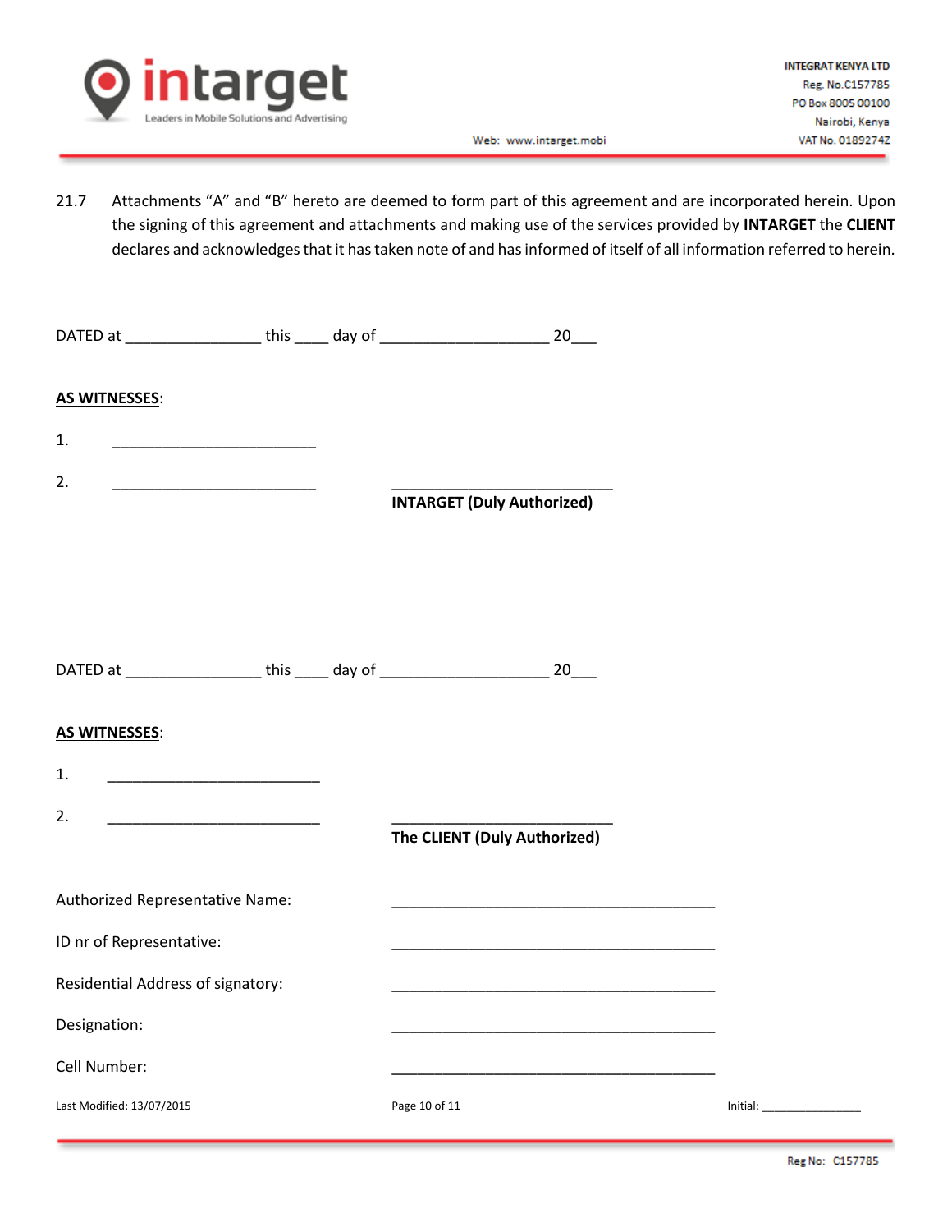21.7 Attachments "A" and "B" hereto are deemed to form part of this agreement and are incorporated herein. Upon the signing of this agreement and attachments and making use of the services provided by **INTARGET** the **CLIENT** declares and acknowledges that it has taken note of and has informed of itself of all information referred to herein.

DATED at ________________ this ____ day of ____________________ 20___

**AS WITNESSES**:

1. _________________________

2. _________________________ ___________________________

**INTARGET (Duly Authorized)**

DATED at ________________ this ____ day of ____________________ 20___

**AS WITNESSES**:

1. __________________________

2. __________________________ ___________________________

**The CLIENT (Duly Authorized)**

Authorized Representative Name: ________________________________________

ID nr of Representative: ________________________________________

Residential Address of signatory: ________________________________________

Designation: ________________________________________

Cell Number: ________________________________________

Initial: _______________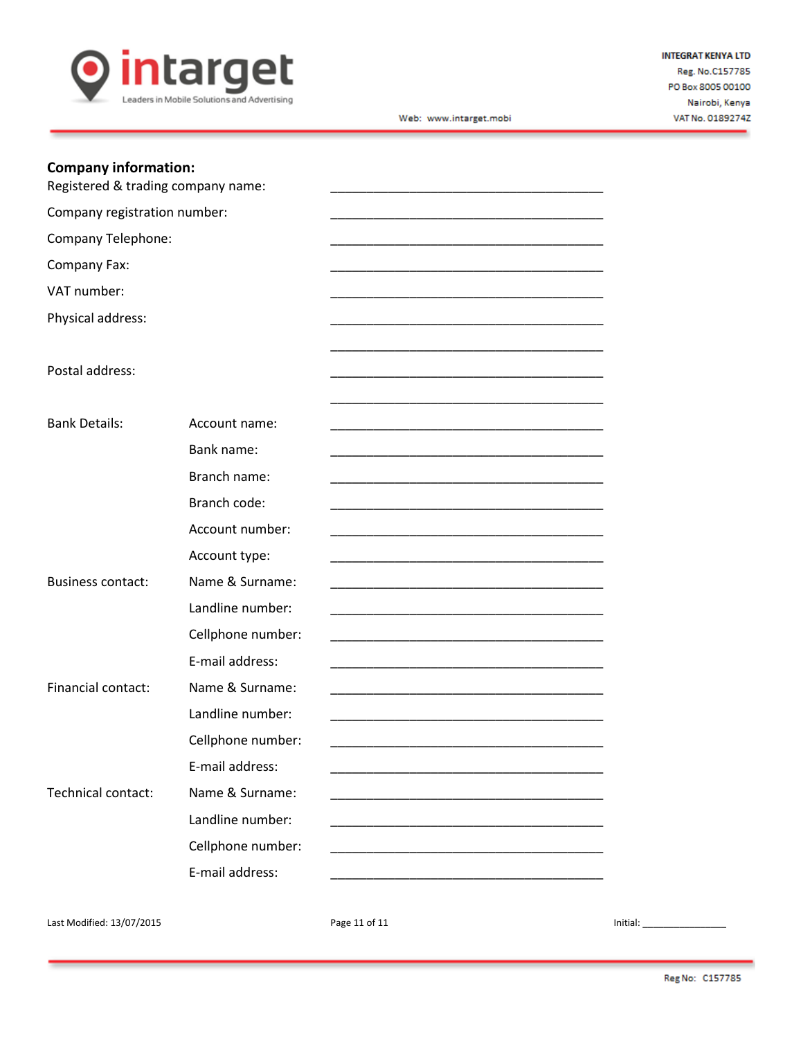**Company information:**

Registered & trading company name: ______________________________________

Company registration number: ______________________________________

Company Telephone: ______________________________________

Company Fax: ______________________________________

VAT number: ______________________________________

Physical address: ______________________________________

______________________________________

Postal address: ______________________________________

______________________________________

| | | |
|---|---|---|
| Bank Details: | Account name: | ______________________________________ |
| | Bank name: | ______________________________________ |
| | Branch name: | ______________________________________ |
| | Branch code: | ______________________________________ |
| | Account number: | ______________________________________ |
| | Account type: | ______________________________________ |
| Business contact: | Name & Surname: | ______________________________________ |
| | Landline number: | ______________________________________ |
| | Cellphone number: | ______________________________________ |
| | E-mail address: | ______________________________________ |
| Financial contact: | Name & Surname: | ______________________________________ |
| | Landline number: | ______________________________________ |
| | Cellphone number: | ______________________________________ |
| | E-mail address: | ______________________________________ |
| Technical contact: | Name & Surname: | ______________________________________ |
| | Landline number: | ______________________________________ |
| | Cellphone number: | ______________________________________ |
| | E-mail address: | ______________________________________ |

Initial: ________________